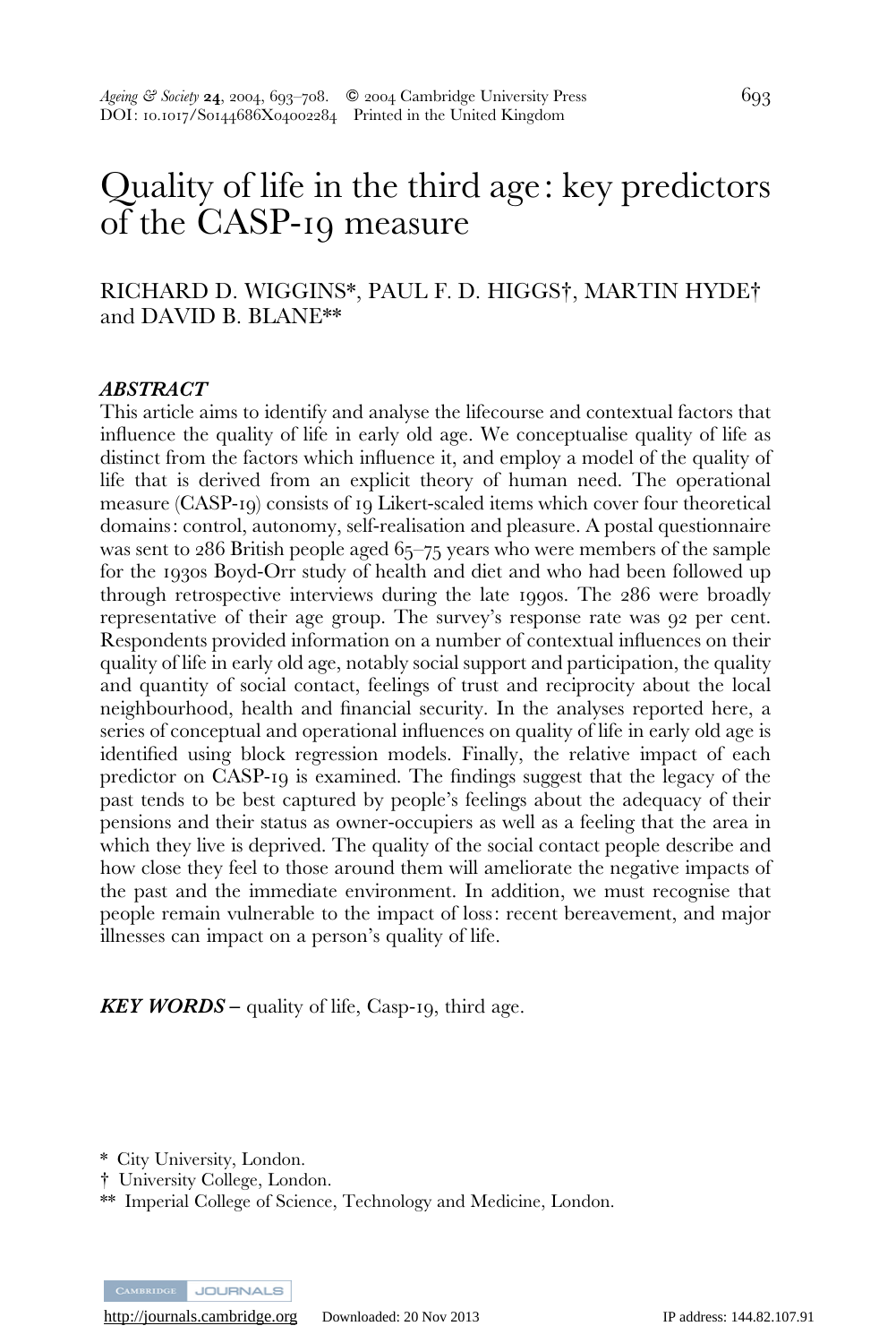# Quality of life in the third age: key predictors of the CASP-19 measure

RICHARD D. WIGGINS*, PAUL F. D. HIGGS†, MARTIN HYDE† and DAVID B. BLANE**

## *ABSTRACT*

This article aims to identify and analyse the lifecourse and contextual factors that influence the quality of life in early old age. We conceptualise quality of life as distinct from the factors which influence it, and employ a model of the quality of life that is derived from an explicit theory of human need. The operational measure (CASP-19) consists of 19 Likert-scaled items which cover four theoretical domains: control, autonomy, self-realisation and pleasure. A postal questionnaire was sent to 286 British people aged 65–75 years who were members of the sample for the 1930s Boyd-Orr study of health and diet and who had been followed up through retrospective interviews during the late 1990s. The 286 were broadly representative of their age group. The survey's response rate was 92 per cent. Respondents provided information on a number of contextual influences on their quality of life in early old age, notably social support and participation, the quality and quantity of social contact, feelings of trust and reciprocity about the local neighbourhood, health and financial security. In the analyses reported here, a series of conceptual and operational influences on quality of life in early old age is identified using block regression models. Finally, the relative impact of each predictor on CASP-19 is examined. The findings suggest that the legacy of the past tends to be best captured by people's feelings about the adequacy of their pensions and their status as owner-occupiers as well as a feeling that the area in which they live is deprived. The quality of the social contact people describe and how close they feel to those around them will ameliorate the negative impacts of the past and the immediate environment. In addition, we must recognise that people remain vulnerable to the impact of loss: recent bereavement, and major illnesses can impact on a person's quality of life.

***KEY WORDS*** – quality of life, Casp-19, third age.

\* City University, London.
† University College, London.
\*\* Imperial College of Science, Technology and Medicine, London.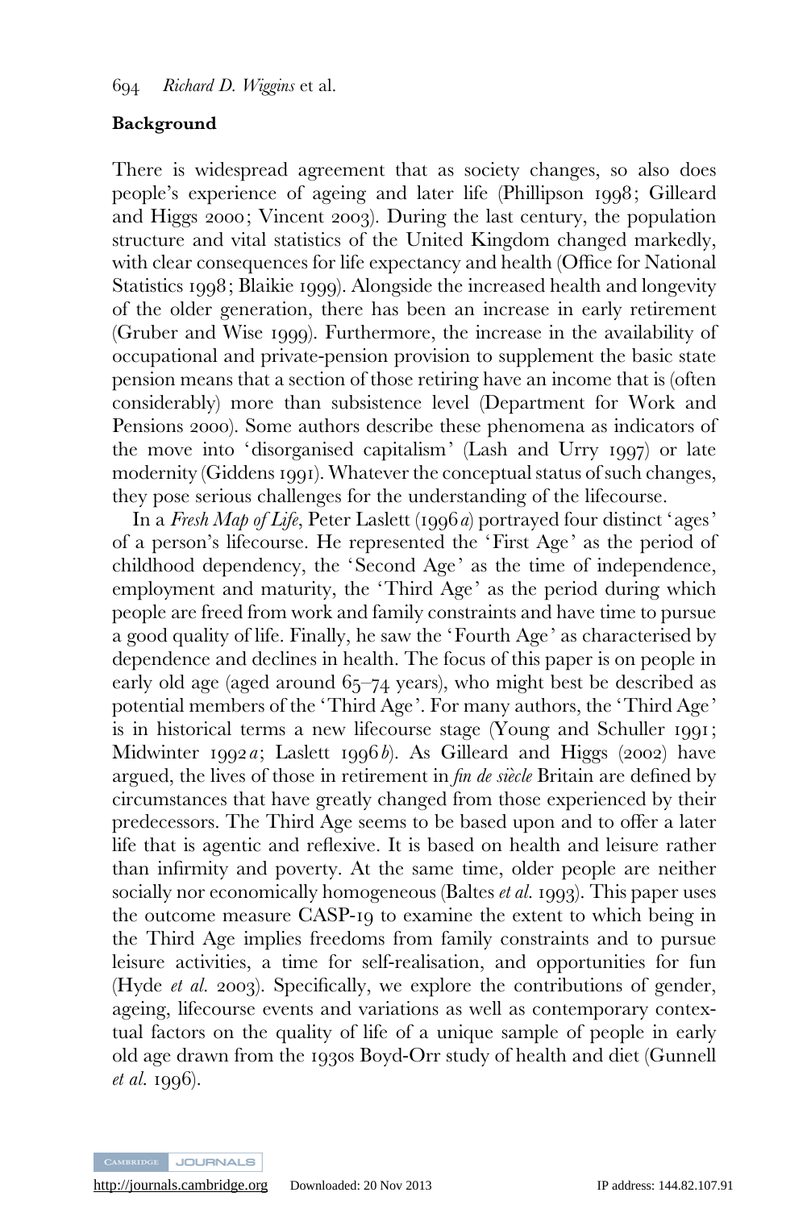## Background

There is widespread agreement that as society changes, so also does people's experience of ageing and later life (Phillipson 1998; Gilleard and Higgs 2000; Vincent 2003). During the last century, the population structure and vital statistics of the United Kingdom changed markedly, with clear consequences for life expectancy and health (Office for National Statistics 1998; Blaikie 1999). Alongside the increased health and longevity of the older generation, there has been an increase in early retirement (Gruber and Wise 1999). Furthermore, the increase in the availability of occupational and private-pension provision to supplement the basic state pension means that a section of those retiring have an income that is (often considerably) more than subsistence level (Department for Work and Pensions 2000). Some authors describe these phenomena as indicators of the move into 'disorganised capitalism' (Lash and Urry 1997) or late modernity (Giddens 1991). Whatever the conceptual status of such changes, they pose serious challenges for the understanding of the lifecourse.

In a *Fresh Map of Life*, Peter Laslett (1996*a*) portrayed four distinct 'ages' of a person's lifecourse. He represented the 'First Age' as the period of childhood dependency, the 'Second Age' as the time of independence, employment and maturity, the 'Third Age' as the period during which people are freed from work and family constraints and have time to pursue a good quality of life. Finally, he saw the 'Fourth Age' as characterised by dependence and declines in health. The focus of this paper is on people in early old age (aged around 65–74 years), who might best be described as potential members of the 'Third Age'. For many authors, the 'Third Age' is in historical terms a new lifecourse stage (Young and Schuller 1991; Midwinter 1992*a*; Laslett 1996*b*). As Gilleard and Higgs (2002) have argued, the lives of those in retirement in *fin de siècle* Britain are defined by circumstances that have greatly changed from those experienced by their predecessors. The Third Age seems to be based upon and to offer a later life that is agentic and reflexive. It is based on health and leisure rather than infirmity and poverty. At the same time, older people are neither socially nor economically homogeneous (Baltes *et al.* 1993). This paper uses the outcome measure CASP-19 to examine the extent to which being in the Third Age implies freedoms from family constraints and to pursue leisure activities, a time for self-realisation, and opportunities for fun (Hyde *et al.* 2003). Specifically, we explore the contributions of gender, ageing, lifecourse events and variations as well as contemporary contextual factors on the quality of life of a unique sample of people in early old age drawn from the 1930s Boyd-Orr study of health and diet (Gunnell *et al.* 1996).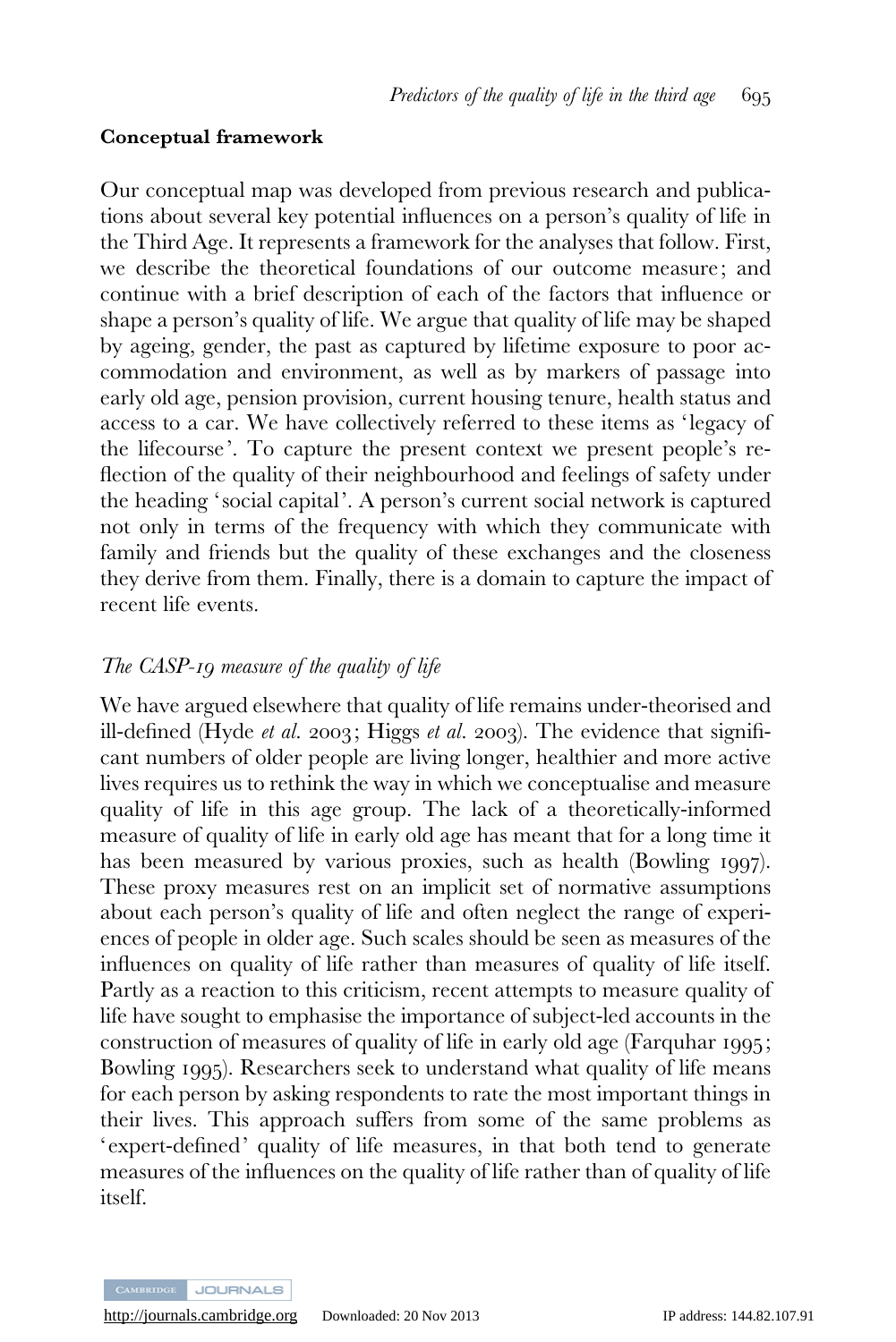**Conceptual framework**

Our conceptual map was developed from previous research and publications about several key potential influences on a person's quality of life in the Third Age. It represents a framework for the analyses that follow. First, we describe the theoretical foundations of our outcome measure; and continue with a brief description of each of the factors that influence or shape a person's quality of life. We argue that quality of life may be shaped by ageing, gender, the past as captured by lifetime exposure to poor accommodation and environment, as well as by markers of passage into early old age, pension provision, current housing tenure, health status and access to a car. We have collectively referred to these items as 'legacy of the lifecourse'. To capture the present context we present people's reflection of the quality of their neighbourhood and feelings of safety under the heading 'social capital'. A person's current social network is captured not only in terms of the frequency with which they communicate with family and friends but the quality of these exchanges and the closeness they derive from them. Finally, there is a domain to capture the impact of recent life events.

*The CASP-19 measure of the quality of life*

We have argued elsewhere that quality of life remains under-theorised and ill-defined (Hyde *et al.* 2003; Higgs *et al.* 2003). The evidence that significant numbers of older people are living longer, healthier and more active lives requires us to rethink the way in which we conceptualise and measure quality of life in this age group. The lack of a theoretically-informed measure of quality of life in early old age has meant that for a long time it has been measured by various proxies, such as health (Bowling 1997). These proxy measures rest on an implicit set of normative assumptions about each person's quality of life and often neglect the range of experiences of people in older age. Such scales should be seen as measures of the influences on quality of life rather than measures of quality of life itself. Partly as a reaction to this criticism, recent attempts to measure quality of life have sought to emphasise the importance of subject-led accounts in the construction of measures of quality of life in early old age (Farquhar 1995; Bowling 1995). Researchers seek to understand what quality of life means for each person by asking respondents to rate the most important things in their lives. This approach suffers from some of the same problems as 'expert-defined' quality of life measures, in that both tend to generate measures of the influences on the quality of life rather than of quality of life itself.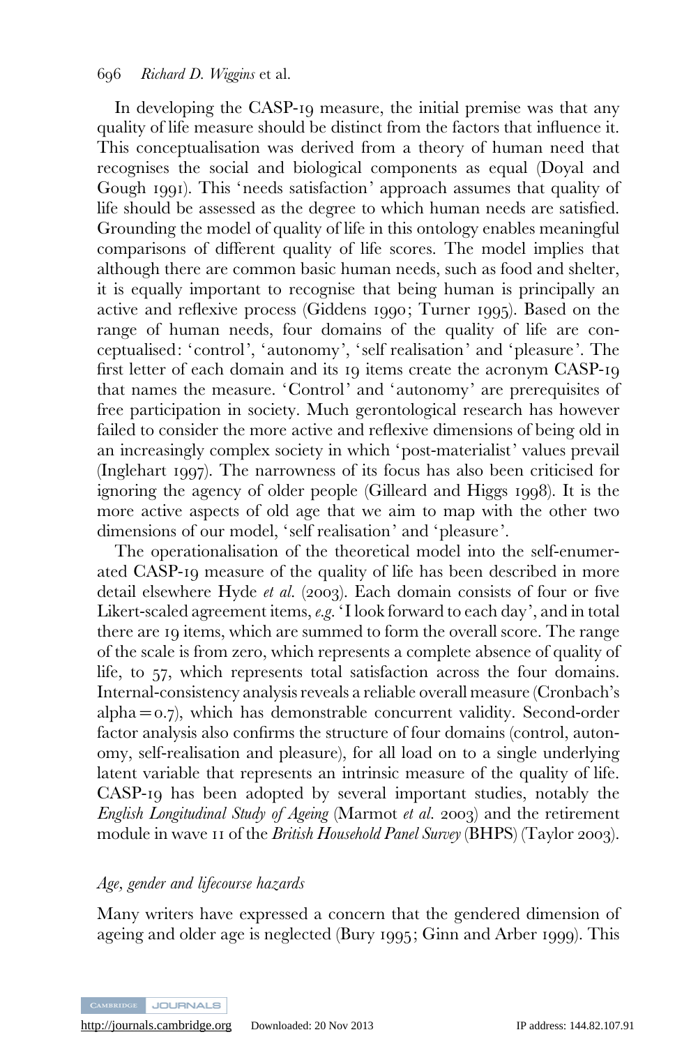In developing the CASP-19 measure, the initial premise was that any quality of life measure should be distinct from the factors that influence it. This conceptualisation was derived from a theory of human need that recognises the social and biological components as equal (Doyal and Gough 1991). This 'needs satisfaction' approach assumes that quality of life should be assessed as the degree to which human needs are satisfied. Grounding the model of quality of life in this ontology enables meaningful comparisons of different quality of life scores. The model implies that although there are common basic human needs, such as food and shelter, it is equally important to recognise that being human is principally an active and reflexive process (Giddens 1990; Turner 1995). Based on the range of human needs, four domains of the quality of life are conceptualised: 'control', 'autonomy', 'self realisation' and 'pleasure'. The first letter of each domain and its 19 items create the acronym CASP-19 that names the measure. 'Control' and 'autonomy' are prerequisites of free participation in society. Much gerontological research has however failed to consider the more active and reflexive dimensions of being old in an increasingly complex society in which 'post-materialist' values prevail (Inglehart 1997). The narrowness of its focus has also been criticised for ignoring the agency of older people (Gilleard and Higgs 1998). It is the more active aspects of old age that we aim to map with the other two dimensions of our model, 'self realisation' and 'pleasure'.

The operationalisation of the theoretical model into the self-enumerated CASP-19 measure of the quality of life has been described in more detail elsewhere Hyde *et al.* (2003). Each domain consists of four or five Likert-scaled agreement items, *e.g.* 'I look forward to each day', and in total there are 19 items, which are summed to form the overall score. The range of the scale is from zero, which represents a complete absence of quality of life, to 57, which represents total satisfaction across the four domains. Internal-consistency analysis reveals a reliable overall measure (Cronbach's alpha = 0.7), which has demonstrable concurrent validity. Second-order factor analysis also confirms the structure of four domains (control, autonomy, self-realisation and pleasure), for all load on to a single underlying latent variable that represents an intrinsic measure of the quality of life. CASP-19 has been adopted by several important studies, notably the *English Longitudinal Study of Ageing* (Marmot *et al.* 2003) and the retirement module in wave 11 of the *British Household Panel Survey* (BHPS) (Taylor 2003).

### *Age, gender and lifecourse hazards*

Many writers have expressed a concern that the gendered dimension of ageing and older age is neglected (Bury 1995; Ginn and Arber 1999). This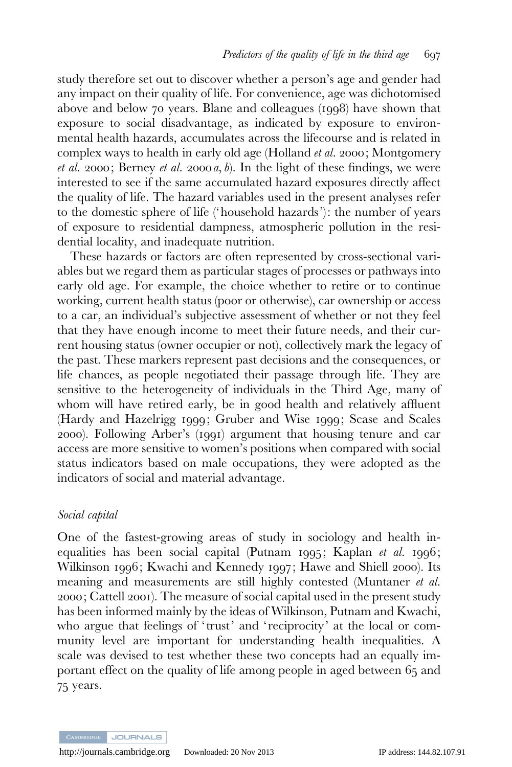study therefore set out to discover whether a person's age and gender had any impact on their quality of life. For convenience, age was dichotomised above and below 70 years. Blane and colleagues (1998) have shown that exposure to social disadvantage, as indicated by exposure to environmental health hazards, accumulates across the lifecourse and is related in complex ways to health in early old age (Holland *et al.* 2000; Montgomery *et al.* 2000; Berney *et al.* 2000*a*, *b*). In the light of these findings, we were interested to see if the same accumulated hazard exposures directly affect the quality of life. The hazard variables used in the present analyses refer to the domestic sphere of life ('household hazards'): the number of years of exposure to residential dampness, atmospheric pollution in the residential locality, and inadequate nutrition.

These hazards or factors are often represented by cross-sectional variables but we regard them as particular stages of processes or pathways into early old age. For example, the choice whether to retire or to continue working, current health status (poor or otherwise), car ownership or access to a car, an individual's subjective assessment of whether or not they feel that they have enough income to meet their future needs, and their current housing status (owner occupier or not), collectively mark the legacy of the past. These markers represent past decisions and the consequences, or life chances, as people negotiated their passage through life. They are sensitive to the heterogeneity of individuals in the Third Age, many of whom will have retired early, be in good health and relatively affluent (Hardy and Hazelrigg 1999; Gruber and Wise 1999; Scase and Scales 2000). Following Arber's (1991) argument that housing tenure and car access are more sensitive to women's positions when compared with social status indicators based on male occupations, they were adopted as the indicators of social and material advantage.

### *Social capital*

One of the fastest-growing areas of study in sociology and health inequalities has been social capital (Putnam 1995; Kaplan *et al.* 1996; Wilkinson 1996; Kwachi and Kennedy 1997; Hawe and Shiell 2000). Its meaning and measurements are still highly contested (Muntaner *et al.* 2000; Cattell 2001). The measure of social capital used in the present study has been informed mainly by the ideas of Wilkinson, Putnam and Kwachi, who argue that feelings of 'trust' and 'reciprocity' at the local or community level are important for understanding health inequalities. A scale was devised to test whether these two concepts had an equally important effect on the quality of life among people in aged between 65 and 75 years.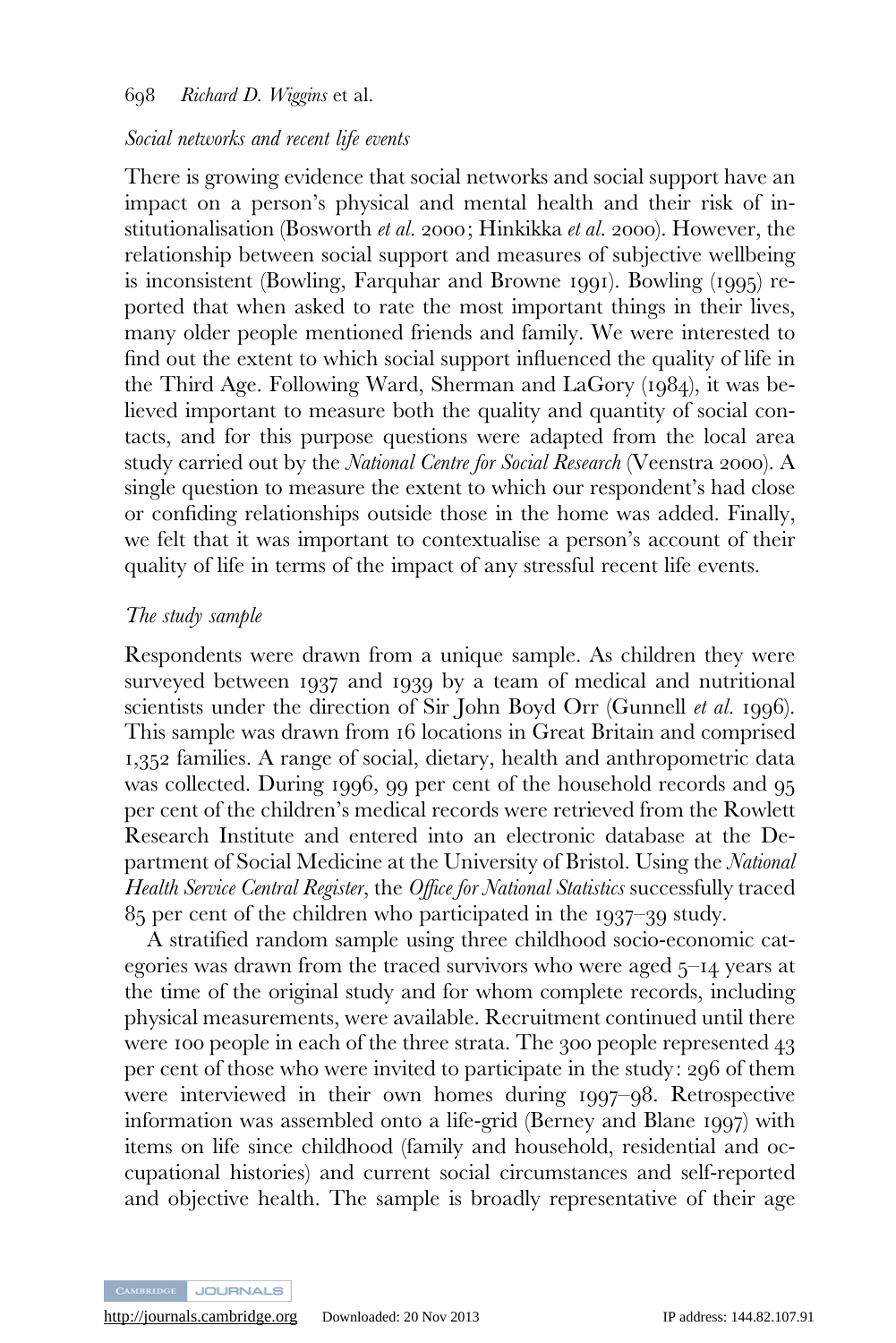### *Social networks and recent life events*

There is growing evidence that social networks and social support have an impact on a person's physical and mental health and their risk of institutionalisation (Bosworth *et al.* 2000; Hinkikka *et al.* 2000). However, the relationship between social support and measures of subjective wellbeing is inconsistent (Bowling, Farquhar and Browne 1991). Bowling (1995) reported that when asked to rate the most important things in their lives, many older people mentioned friends and family. We were interested to find out the extent to which social support influenced the quality of life in the Third Age. Following Ward, Sherman and LaGory (1984), it was believed important to measure both the quality and quantity of social contacts, and for this purpose questions were adapted from the local area study carried out by the *National Centre for Social Research* (Veenstra 2000). A single question to measure the extent to which our respondent's had close or confiding relationships outside those in the home was added. Finally, we felt that it was important to contextualise a person's account of their quality of life in terms of the impact of any stressful recent life events.

### *The study sample*

Respondents were drawn from a unique sample. As children they were surveyed between 1937 and 1939 by a team of medical and nutritional scientists under the direction of Sir John Boyd Orr (Gunnell *et al.* 1996). This sample was drawn from 16 locations in Great Britain and comprised 1,352 families. A range of social, dietary, health and anthropometric data was collected. During 1996, 99 per cent of the household records and 95 per cent of the children's medical records were retrieved from the Rowlett Research Institute and entered into an electronic database at the Department of Social Medicine at the University of Bristol. Using the *National Health Service Central Register*, the *Office for National Statistics* successfully traced 85 per cent of the children who participated in the 1937–39 study.

A stratified random sample using three childhood socio-economic categories was drawn from the traced survivors who were aged 5–14 years at the time of the original study and for whom complete records, including physical measurements, were available. Recruitment continued until there were 100 people in each of the three strata. The 300 people represented 43 per cent of those who were invited to participate in the study: 296 of them were interviewed in their own homes during 1997–98. Retrospective information was assembled onto a life-grid (Berney and Blane 1997) with items on life since childhood (family and household, residential and occupational histories) and current social circumstances and self-reported and objective health. The sample is broadly representative of their age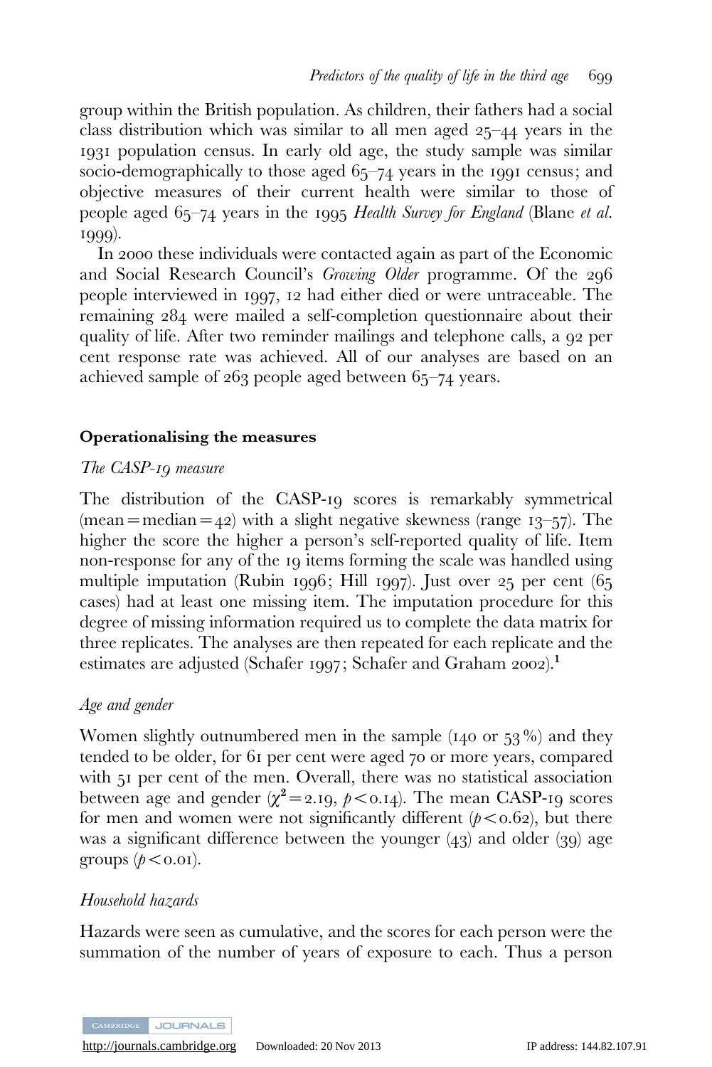group within the British population. As children, their fathers had a social class distribution which was similar to all men aged 25–44 years in the 1931 population census. In early old age, the study sample was similar socio-demographically to those aged 65–74 years in the 1991 census; and objective measures of their current health were similar to those of people aged 65–74 years in the 1995 *Health Survey for England* (Blane *et al.* 1999).

In 2000 these individuals were contacted again as part of the Economic and Social Research Council's *Growing Older* programme. Of the 296 people interviewed in 1997, 12 had either died or were untraceable. The remaining 284 were mailed a self-completion questionnaire about their quality of life. After two reminder mailings and telephone calls, a 92 per cent response rate was achieved. All of our analyses are based on an achieved sample of 263 people aged between 65–74 years.

### Operationalising the measures

#### *The CASP-19 measure*

The distribution of the CASP-19 scores is remarkably symmetrical (mean = median = 42) with a slight negative skewness (range 13–57). The higher the score the higher a person's self-reported quality of life. Item non-response for any of the 19 items forming the scale was handled using multiple imputation (Rubin 1996; Hill 1997). Just over 25 per cent (65 cases) had at least one missing item. The imputation procedure for this degree of missing information required us to complete the data matrix for three replicates. The analyses are then repeated for each replicate and the estimates are adjusted (Schafer 1997; Schafer and Graham 2002).[1]

#### *Age and gender*

Women slightly outnumbered men in the sample (140 or 53%) and they tended to be older, for 61 per cent were aged 70 or more years, compared with 51 per cent of the men. Overall, there was no statistical association between age and gender ($\chi^2 = 2.19$, $p < 0.14$). The mean CASP-19 scores for men and women were not significantly different ($p < 0.62$), but there was a significant difference between the younger (43) and older (39) age groups ($p < 0.01$).

#### *Household hazards*

Hazards were seen as cumulative, and the scores for each person were the summation of the number of years of exposure to each. Thus a person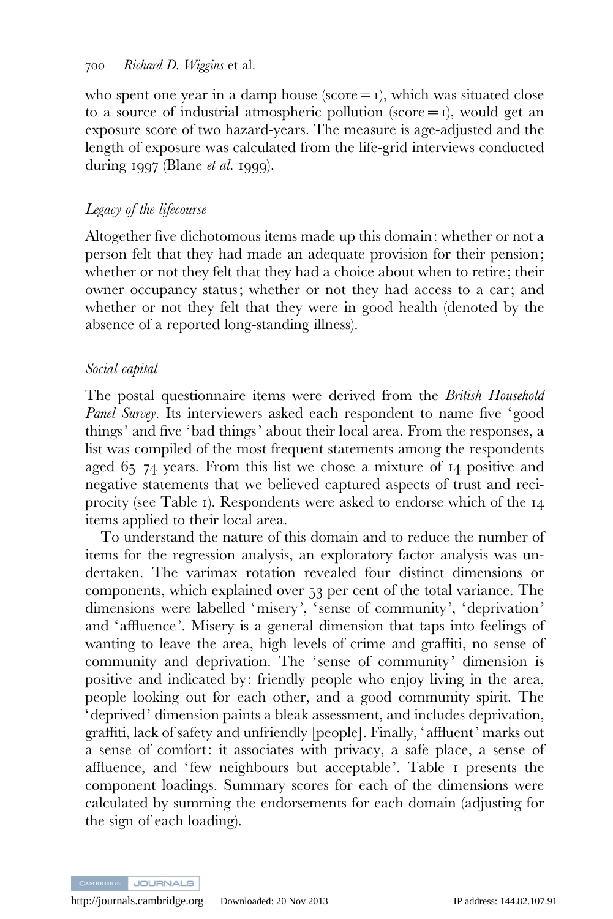who spent one year in a damp house (score = 1), which was situated close to a source of industrial atmospheric pollution (score = 1), would get an exposure score of two hazard-years. The measure is age-adjusted and the length of exposure was calculated from the life-grid interviews conducted during 1997 (Blane *et al.* 1999).

### *Legacy of the lifecourse*

Altogether five dichotomous items made up this domain: whether or not a person felt that they had made an adequate provision for their pension; whether or not they felt that they had a choice about when to retire; their owner occupancy status; whether or not they had access to a car; and whether or not they felt that they were in good health (denoted by the absence of a reported long-standing illness).

### *Social capital*

The postal questionnaire items were derived from the *British Household Panel Survey*. Its interviewers asked each respondent to name five 'good things' and five 'bad things' about their local area. From the responses, a list was compiled of the most frequent statements among the respondents aged 65–74 years. From this list we chose a mixture of 14 positive and negative statements that we believed captured aspects of trust and reciprocity (see Table 1). Respondents were asked to endorse which of the 14 items applied to their local area.

To understand the nature of this domain and to reduce the number of items for the regression analysis, an exploratory factor analysis was undertaken. The varimax rotation revealed four distinct dimensions or components, which explained over 53 per cent of the total variance. The dimensions were labelled 'misery', 'sense of community', 'deprivation' and 'affluence'. Misery is a general dimension that taps into feelings of wanting to leave the area, high levels of crime and graffiti, no sense of community and deprivation. The 'sense of community' dimension is positive and indicated by: friendly people who enjoy living in the area, people looking out for each other, and a good community spirit. The 'deprived' dimension paints a bleak assessment, and includes deprivation, graffiti, lack of safety and unfriendly [people]. Finally, 'affluent' marks out a sense of comfort: it associates with privacy, a safe place, a sense of affluence, and 'few neighbours but acceptable'. Table 1 presents the component loadings. Summary scores for each of the dimensions were calculated by summing the endorsements for each domain (adjusting for the sign of each loading).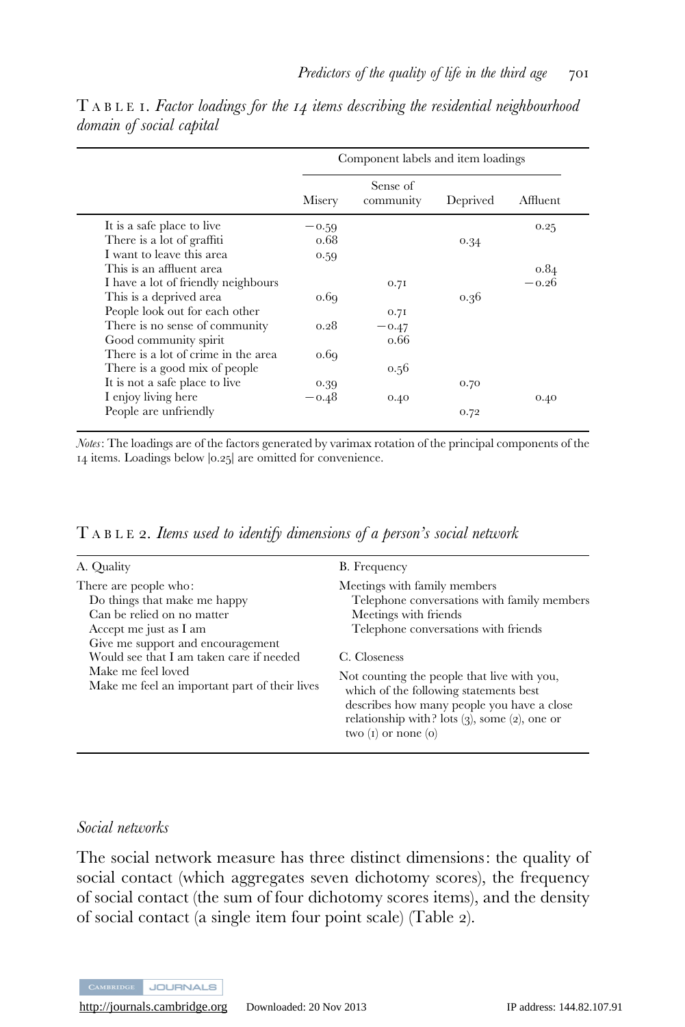TABLE 1. *Factor loadings for the 14 items describing the residential neighbourhood domain of social capital*

| | Component labels and item loadings | | | |
|---|---|---|---|---|
| | Misery | Sense of community | Deprived | Affluent |
| It is a safe place to live | −0.59 | | | 0.25 |
| There is a lot of graffiti | 0.68 | | 0.34 | |
| I want to leave this area | 0.59 | | | |
| This is an affluent area | | | | 0.84 |
| I have a lot of friendly neighbours | | 0.71 | | −0.26 |
| This is a deprived area | 0.69 | | 0.36 | |
| People look out for each other | | 0.71 | | |
| There is no sense of community | 0.28 | −0.47 | | |
| Good community spirit | | 0.66 | | |
| There is a lot of crime in the area | 0.69 | | | |
| There is a good mix of people | | 0.56 | | |
| It is not a safe place to live | 0.39 | | 0.70 | |
| I enjoy living here | −0.48 | 0.40 | | 0.40 |
| People are unfriendly | | | 0.72 | |

*Notes*: The loadings are of the factors generated by varimax rotation of the principal components of the 14 items. Loadings below |0.25| are omitted for convenience.

TABLE 2. *Items used to identify dimensions of a person's social network*

| A. Quality | B. Frequency |
|---|---|
| There are people who: | Meetings with family members |
| Do things that make me happy | Telephone conversations with family members |
| Can be relied on no matter | Meetings with friends |
| Accept me just as I am | Telephone conversations with friends |
| Give me support and encouragement | |
| Would see that I am taken care if needed | C. Closeness |
| Make me feel loved | Not counting the people that live with you, which of the following statements best describes how many people you have a close relationship with? lots (3), some (2), one or two (1) or none (0) |
| Make me feel an important part of their lives | |

### *Social networks*

The social network measure has three distinct dimensions: the quality of social contact (which aggregates seven dichotomy scores), the frequency of social contact (the sum of four dichotomy scores items), and the density of social contact (a single item four point scale) (Table 2).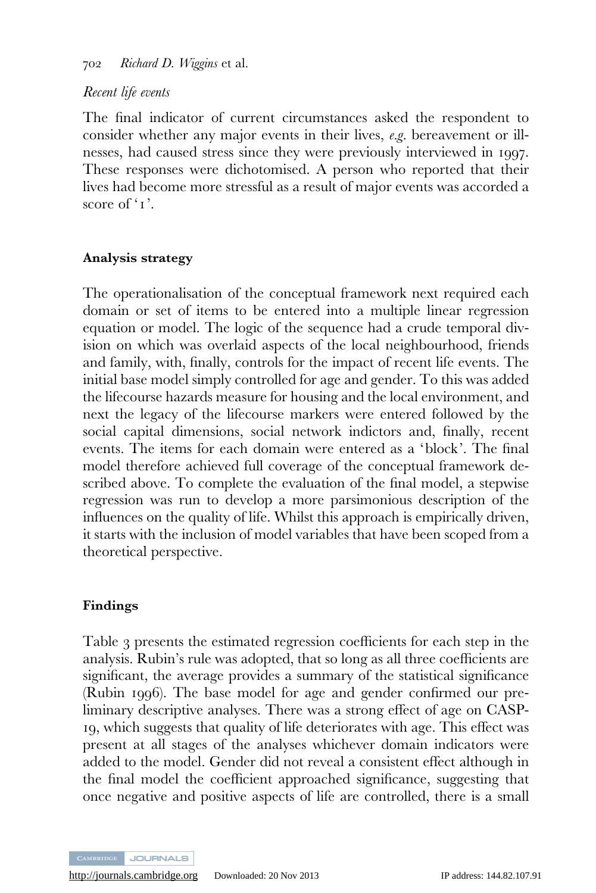*Recent life events*

The final indicator of current circumstances asked the respondent to consider whether any major events in their lives, *e.g.* bereavement or illnesses, had caused stress since they were previously interviewed in 1997. These responses were dichotomised. A person who reported that their lives had become more stressful as a result of major events was accorded a score of '1'.

**Analysis strategy**

The operationalisation of the conceptual framework next required each domain or set of items to be entered into a multiple linear regression equation or model. The logic of the sequence had a crude temporal division on which was overlaid aspects of the local neighbourhood, friends and family, with, finally, controls for the impact of recent life events. The initial base model simply controlled for age and gender. To this was added the lifecourse hazards measure for housing and the local environment, and next the legacy of the lifecourse markers were entered followed by the social capital dimensions, social network indictors and, finally, recent events. The items for each domain were entered as a 'block'. The final model therefore achieved full coverage of the conceptual framework described above. To complete the evaluation of the final model, a stepwise regression was run to develop a more parsimonious description of the influences on the quality of life. Whilst this approach is empirically driven, it starts with the inclusion of model variables that have been scoped from a theoretical perspective.

**Findings**

Table 3 presents the estimated regression coefficients for each step in the analysis. Rubin's rule was adopted, that so long as all three coefficients are significant, the average provides a summary of the statistical significance (Rubin 1996). The base model for age and gender confirmed our preliminary descriptive analyses. There was a strong effect of age on CASP-19, which suggests that quality of life deteriorates with age. This effect was present at all stages of the analyses whichever domain indicators were added to the model. Gender did not reveal a consistent effect although in the final model the coefficient approached significance, suggesting that once negative and positive aspects of life are controlled, there is a small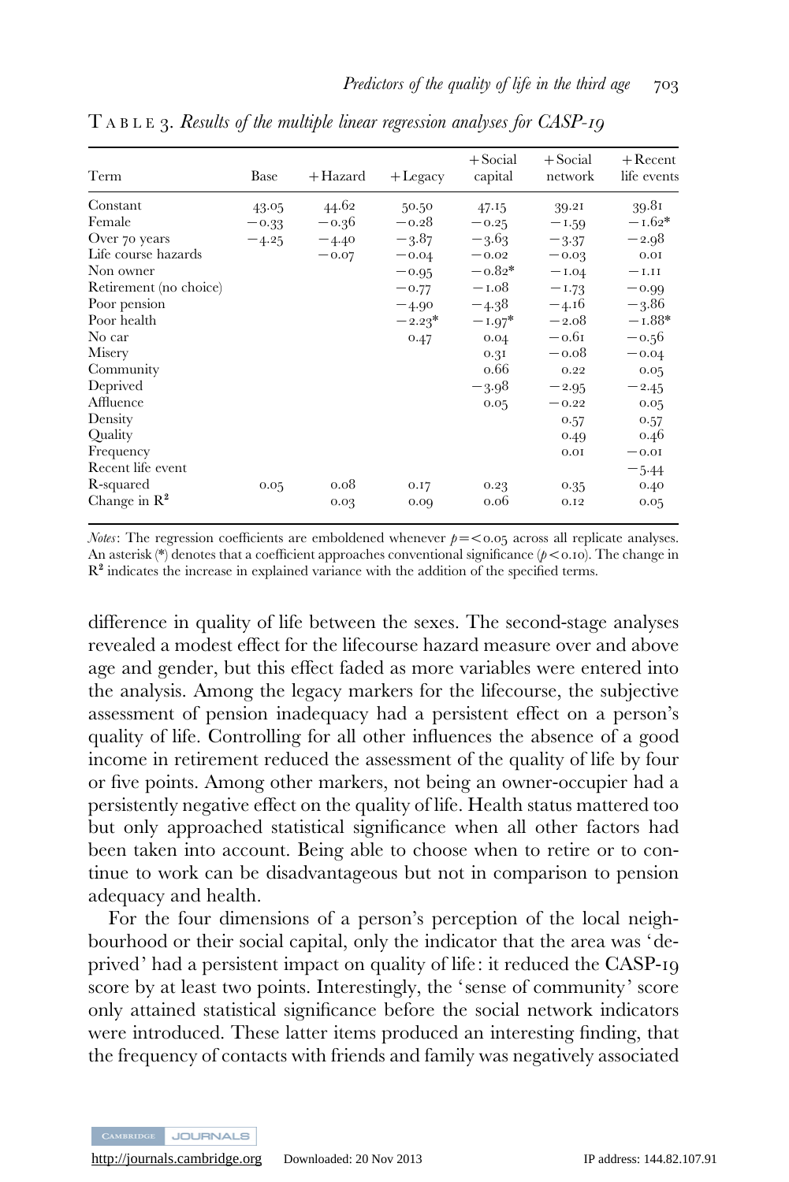TABLE 3. *Results of the multiple linear regression analyses for CASP-19*

| Term | Base | +Hazard | +Legacy | +Social capital | +Social network | +Recent life events |
|---|---|---|---|---|---|---|
| Constant | 43.05 | 44.62 | 50.50 | 47.15 | 39.21 | 39.81 |
| Female | −0.33 | −0.36 | −0.28 | −0.25 | −1.59 | −1.62* |
| Over 70 years | −4.25 | −4.40 | −3.87 | −3.63 | −3.37 | −2.98 |
| Life course hazards | | −0.07 | −0.04 | −0.02 | −0.03 | 0.01 |
| Non owner | | | −0.95 | −0.82* | −1.04 | −1.11 |
| Retirement (no choice) | | | −0.77 | −1.08 | −1.73 | −0.99 |
| Poor pension | | | −4.90 | −4.38 | −4.16 | −3.86 |
| Poor health | | | −2.23* | −1.97* | −2.08 | −1.88* |
| No car | | | 0.47 | 0.04 | −0.61 | −0.56 |
| Misery | | | | 0.31 | −0.08 | −0.04 |
| Community | | | | 0.66 | 0.22 | 0.05 |
| Deprived | | | | −3.98 | −2.95 | −2.45 |
| Affluence | | | | 0.05 | −0.22 | 0.05 |
| Density | | | | | 0.57 | 0.57 |
| Quality | | | | | 0.49 | 0.46 |
| Frequency | | | | | 0.01 | −0.01 |
| Recent life event | | | | | | −5.44 |
| R-squared | 0.05 | 0.08 | 0.17 | 0.23 | 0.35 | 0.40 |
| Change in $R^2$ | | 0.03 | 0.09 | 0.06 | 0.12 | 0.05 |

*Notes*: The regression coefficients are emboldened whenever $p=<0.05$ across all replicate analyses. An asterisk (*) denotes that a coefficient approaches conventional significance ($p<0.10$). The change in $R^2$ indicates the increase in explained variance with the addition of the specified terms.

difference in quality of life between the sexes. The second-stage analyses revealed a modest effect for the lifecourse hazard measure over and above age and gender, but this effect faded as more variables were entered into the analysis. Among the legacy markers for the lifecourse, the subjective assessment of pension inadequacy had a persistent effect on a person's quality of life. Controlling for all other influences the absence of a good income in retirement reduced the assessment of the quality of life by four or five points. Among other markers, not being an owner-occupier had a persistently negative effect on the quality of life. Health status mattered too but only approached statistical significance when all other factors had been taken into account. Being able to choose when to retire or to continue to work can be disadvantageous but not in comparison to pension adequacy and health.

For the four dimensions of a person's perception of the local neighbourhood or their social capital, only the indicator that the area was 'deprived' had a persistent impact on quality of life: it reduced the CASP-19 score by at least two points. Interestingly, the 'sense of community' score only attained statistical significance before the social network indicators were introduced. These latter items produced an interesting finding, that the frequency of contacts with friends and family was negatively associated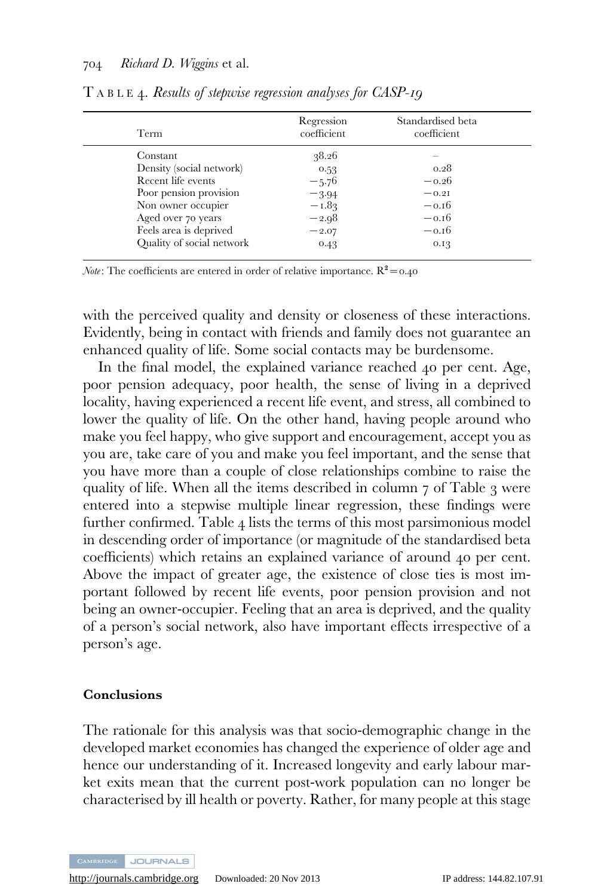TABLE 4. *Results of stepwise regression analyses for CASP-19*

| Term | Regression coefficient | Standardised beta coefficient |
|---|---|---|
| Constant | 38.26 | – |
| Density (social network) | 0.53 | 0.28 |
| Recent life events | −5.76 | −0.26 |
| Poor pension provision | −3.94 | −0.21 |
| Non owner occupier | −1.83 | −0.16 |
| Aged over 70 years | −2.98 | −0.16 |
| Feels area is deprived | −2.07 | −0.16 |
| Quality of social network | 0.43 | 0.13 |

*Note*: The coefficients are entered in order of relative importance. $R^2 = 0.40$

with the perceived quality and density or closeness of these interactions. Evidently, being in contact with friends and family does not guarantee an enhanced quality of life. Some social contacts may be burdensome.

In the final model, the explained variance reached 40 per cent. Age, poor pension adequacy, poor health, the sense of living in a deprived locality, having experienced a recent life event, and stress, all combined to lower the quality of life. On the other hand, having people around who make you feel happy, who give support and encouragement, accept you as you are, take care of you and make you feel important, and the sense that you have more than a couple of close relationships combine to raise the quality of life. When all the items described in column 7 of Table 3 were entered into a stepwise multiple linear regression, these findings were further confirmed. Table 4 lists the terms of this most parsimonious model in descending order of importance (or magnitude of the standardised beta coefficients) which retains an explained variance of around 40 per cent. Above the impact of greater age, the existence of close ties is most important followed by recent life events, poor pension provision and not being an owner-occupier. Feeling that an area is deprived, and the quality of a person's social network, also have important effects irrespective of a person's age.

### Conclusions

The rationale for this analysis was that socio-demographic change in the developed market economies has changed the experience of older age and hence our understanding of it. Increased longevity and early labour market exits mean that the current post-work population can no longer be characterised by ill health or poverty. Rather, for many people at this stage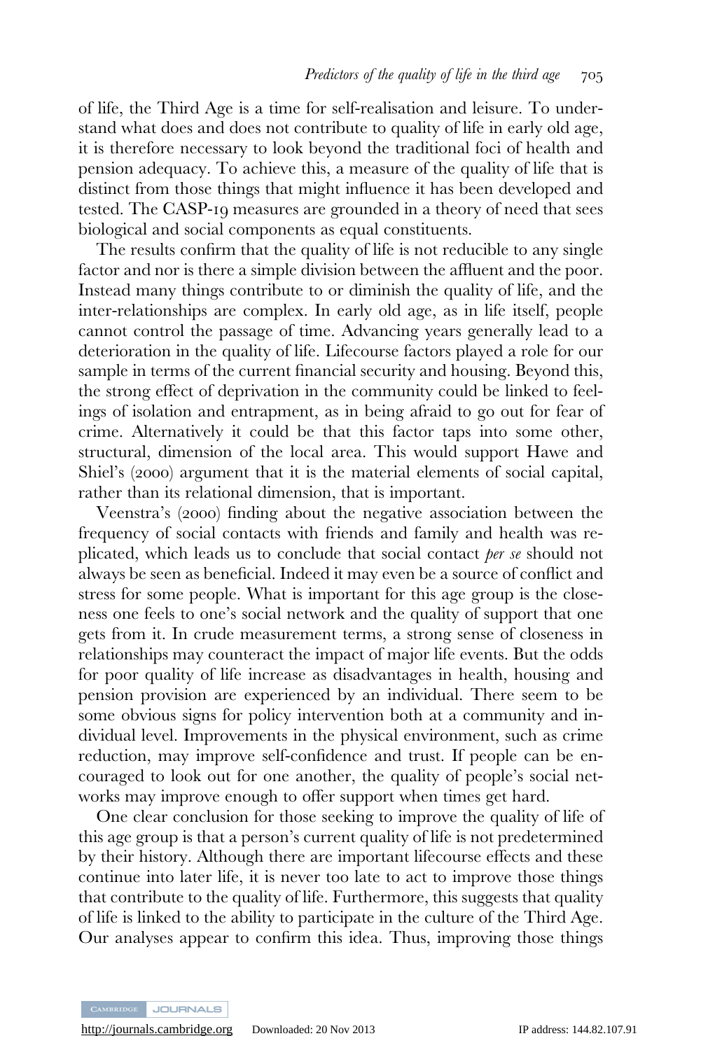of life, the Third Age is a time for self-realisation and leisure. To understand what does and does not contribute to quality of life in early old age, it is therefore necessary to look beyond the traditional foci of health and pension adequacy. To achieve this, a measure of the quality of life that is distinct from those things that might influence it has been developed and tested. The CASP-19 measures are grounded in a theory of need that sees biological and social components as equal constituents.

The results confirm that the quality of life is not reducible to any single factor and nor is there a simple division between the affluent and the poor. Instead many things contribute to or diminish the quality of life, and the inter-relationships are complex. In early old age, as in life itself, people cannot control the passage of time. Advancing years generally lead to a deterioration in the quality of life. Lifecourse factors played a role for our sample in terms of the current financial security and housing. Beyond this, the strong effect of deprivation in the community could be linked to feelings of isolation and entrapment, as in being afraid to go out for fear of crime. Alternatively it could be that this factor taps into some other, structural, dimension of the local area. This would support Hawe and Shiel's (2000) argument that it is the material elements of social capital, rather than its relational dimension, that is important.

Veenstra's (2000) finding about the negative association between the frequency of social contacts with friends and family and health was replicated, which leads us to conclude that social contact *per se* should not always be seen as beneficial. Indeed it may even be a source of conflict and stress for some people. What is important for this age group is the closeness one feels to one's social network and the quality of support that one gets from it. In crude measurement terms, a strong sense of closeness in relationships may counteract the impact of major life events. But the odds for poor quality of life increase as disadvantages in health, housing and pension provision are experienced by an individual. There seem to be some obvious signs for policy intervention both at a community and individual level. Improvements in the physical environment, such as crime reduction, may improve self-confidence and trust. If people can be encouraged to look out for one another, the quality of people's social networks may improve enough to offer support when times get hard.

One clear conclusion for those seeking to improve the quality of life of this age group is that a person's current quality of life is not predetermined by their history. Although there are important lifecourse effects and these continue into later life, it is never too late to act to improve those things that contribute to the quality of life. Furthermore, this suggests that quality of life is linked to the ability to participate in the culture of the Third Age. Our analyses appear to confirm this idea. Thus, improving those things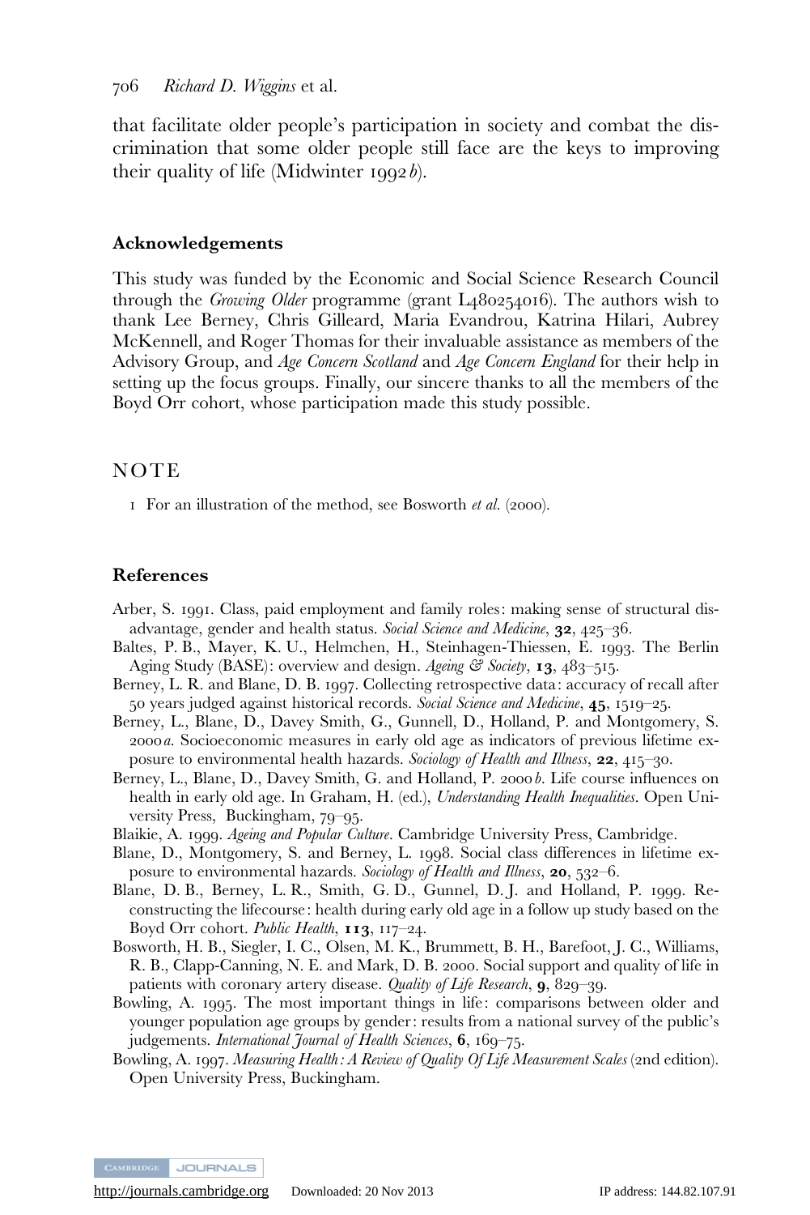that facilitate older people's participation in society and combat the discrimination that some older people still face are the keys to improving their quality of life (Midwinter 1992*b*).

### Acknowledgements

This study was funded by the Economic and Social Science Research Council through the *Growing Older* programme (grant L480254016). The authors wish to thank Lee Berney, Chris Gilleard, Maria Evandrou, Katrina Hilari, Aubrey McKennell, and Roger Thomas for their invaluable assistance as members of the Advisory Group, and *Age Concern Scotland* and *Age Concern England* for their help in setting up the focus groups. Finally, our sincere thanks to all the members of the Boyd Orr cohort, whose participation made this study possible.

## NOTE

1 For an illustration of the method, see Bosworth *et al.* (2000).

### References

Arber, S. 1991. Class, paid employment and family roles: making sense of structural disadvantage, gender and health status. *Social Science and Medicine*, **32**, 425–36.

Baltes, P. B., Mayer, K. U., Helmchen, H., Steinhagen-Thiessen, E. 1993. The Berlin Aging Study (BASE): overview and design. *Ageing & Society*, **13**, 483–515.

Berney, L. R. and Blane, D. B. 1997. Collecting retrospective data: accuracy of recall after 50 years judged against historical records. *Social Science and Medicine*, **45**, 1519–25.

Berney, L., Blane, D., Davey Smith, G., Gunnell, D., Holland, P. and Montgomery, S. 2000*a*. Socioeconomic measures in early old age as indicators of previous lifetime exposure to environmental health hazards. *Sociology of Health and Illness*, **22**, 415–30.

Berney, L., Blane, D., Davey Smith, G. and Holland, P. 2000*b*. Life course influences on health in early old age. In Graham, H. (ed.), *Understanding Health Inequalities*. Open University Press, Buckingham, 79–95.

Blaikie, A. 1999. *Ageing and Popular Culture*. Cambridge University Press, Cambridge.

Blane, D., Montgomery, S. and Berney, L. 1998. Social class differences in lifetime exposure to environmental hazards. *Sociology of Health and Illness*, **20**, 532–6.

Blane, D. B., Berney, L. R., Smith, G. D., Gunnel, D. J. and Holland, P. 1999. Reconstructing the lifecourse: health during early old age in a follow up study based on the Boyd Orr cohort. *Public Health*, **113**, 117–24.

Bosworth, H. B., Siegler, I. C., Olsen, M. K., Brummett, B. H., Barefoot, J. C., Williams, R. B., Clapp-Canning, N. E. and Mark, D. B. 2000. Social support and quality of life in patients with coronary artery disease. *Quality of Life Research*, **9**, 829–39.

Bowling, A. 1995. The most important things in life: comparisons between older and younger population age groups by gender: results from a national survey of the public's judgements. *International Journal of Health Sciences*, **6**, 169–75.

Bowling, A. 1997. *Measuring Health: A Review of Quality Of Life Measurement Scales* (2nd edition). Open University Press, Buckingham.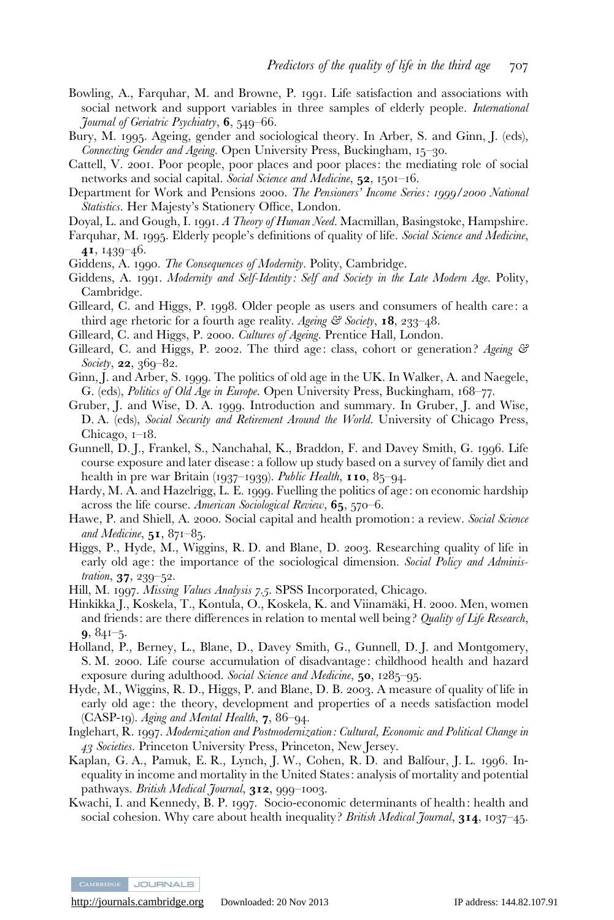Bowling, A., Farquhar, M. and Browne, P. 1991. Life satisfaction and associations with social network and support variables in three samples of elderly people. *International Journal of Geriatric Psychiatry*, **6**, 549–66.

Bury, M. 1995. Ageing, gender and sociological theory. In Arber, S. and Ginn, J. (eds), *Connecting Gender and Ageing*. Open University Press, Buckingham, 15–30.

Cattell, V. 2001. Poor people, poor places and poor places: the mediating role of social networks and social capital. *Social Science and Medicine*, **52**, 1501–16.

Department for Work and Pensions 2000. *The Pensioners' Income Series: 1999/2000 National Statistics*. Her Majesty's Stationery Office, London.

Doyal, L. and Gough, I. 1991. *A Theory of Human Need*. Macmillan, Basingstoke, Hampshire.

Farquhar, M. 1995. Elderly people's definitions of quality of life. *Social Science and Medicine*, **41**, 1439–46.

Giddens, A. 1990. *The Consequences of Modernity*. Polity, Cambridge.

Giddens, A. 1991. *Modernity and Self-Identity: Self and Society in the Late Modern Age*. Polity, Cambridge.

Gilleard, C. and Higgs, P. 1998. Older people as users and consumers of health care: a third age rhetoric for a fourth age reality. *Ageing & Society*, **18**, 233–48.

Gilleard, C. and Higgs, P. 2000. *Cultures of Ageing*. Prentice Hall, London.

Gilleard, C. and Higgs, P. 2002. The third age: class, cohort or generation? *Ageing & Society*, **22**, 369–82.

Ginn, J. and Arber, S. 1999. The politics of old age in the UK. In Walker, A. and Naegele, G. (eds), *Politics of Old Age in Europe*. Open University Press, Buckingham, 168–77.

Gruber, J. and Wise, D. A. 1999. Introduction and summary. In Gruber, J. and Wise, D. A. (eds), *Social Security and Retirement Around the World*. University of Chicago Press, Chicago, 1–18.

Gunnell, D. J., Frankel, S., Nanchahal, K., Braddon, F. and Davey Smith, G. 1996. Life course exposure and later disease: a follow up study based on a survey of family diet and health in pre war Britain (1937–1939). *Public Health*, **110**, 85–94.

Hardy, M. A. and Hazelrigg, L. E. 1999. Fuelling the politics of age: on economic hardship across the life course. *American Sociological Review*, **65**, 570–6.

Hawe, P. and Shiell, A. 2000. Social capital and health promotion: a review. *Social Science and Medicine*, **51**, 871–85.

Higgs, P., Hyde, M., Wiggins, R. D. and Blane, D. 2003. Researching quality of life in early old age: the importance of the sociological dimension. *Social Policy and Administration*, **37**, 239–52.

Hill, M. 1997. *Missing Values Analysis 7.5*. SPSS Incorporated, Chicago.

Hinkikka J., Koskela, T., Kontula, O., Koskela, K. and Viinamäki, H. 2000. Men, women and friends: are there differences in relation to mental well being? *Quality of Life Research*, **9**, 841–5.

Holland, P., Berney, L., Blane, D., Davey Smith, G., Gunnell, D. J. and Montgomery, S. M. 2000. Life course accumulation of disadvantage: childhood health and hazard exposure during adulthood. *Social Science and Medicine*, **50**, 1285–95.

Hyde, M., Wiggins, R. D., Higgs, P. and Blane, D. B. 2003. A measure of quality of life in early old age: the theory, development and properties of a needs satisfaction model (CASP-19). *Aging and Mental Health*, **7**, 86–94.

Inglehart, R. 1997. *Modernization and Postmodernization: Cultural, Economic and Political Change in 43 Societies*. Princeton University Press, Princeton, New Jersey.

Kaplan, G. A., Pamuk, E. R., Lynch, J. W., Cohen, R. D. and Balfour, J. L. 1996. Inequality in income and mortality in the United States: analysis of mortality and potential pathways. *British Medical Journal*, **312**, 999–1003.

Kwachi, I. and Kennedy, B. P. 1997. Socio-economic determinants of health: health and social cohesion. Why care about health inequality? *British Medical Journal*, **314**, 1037–45.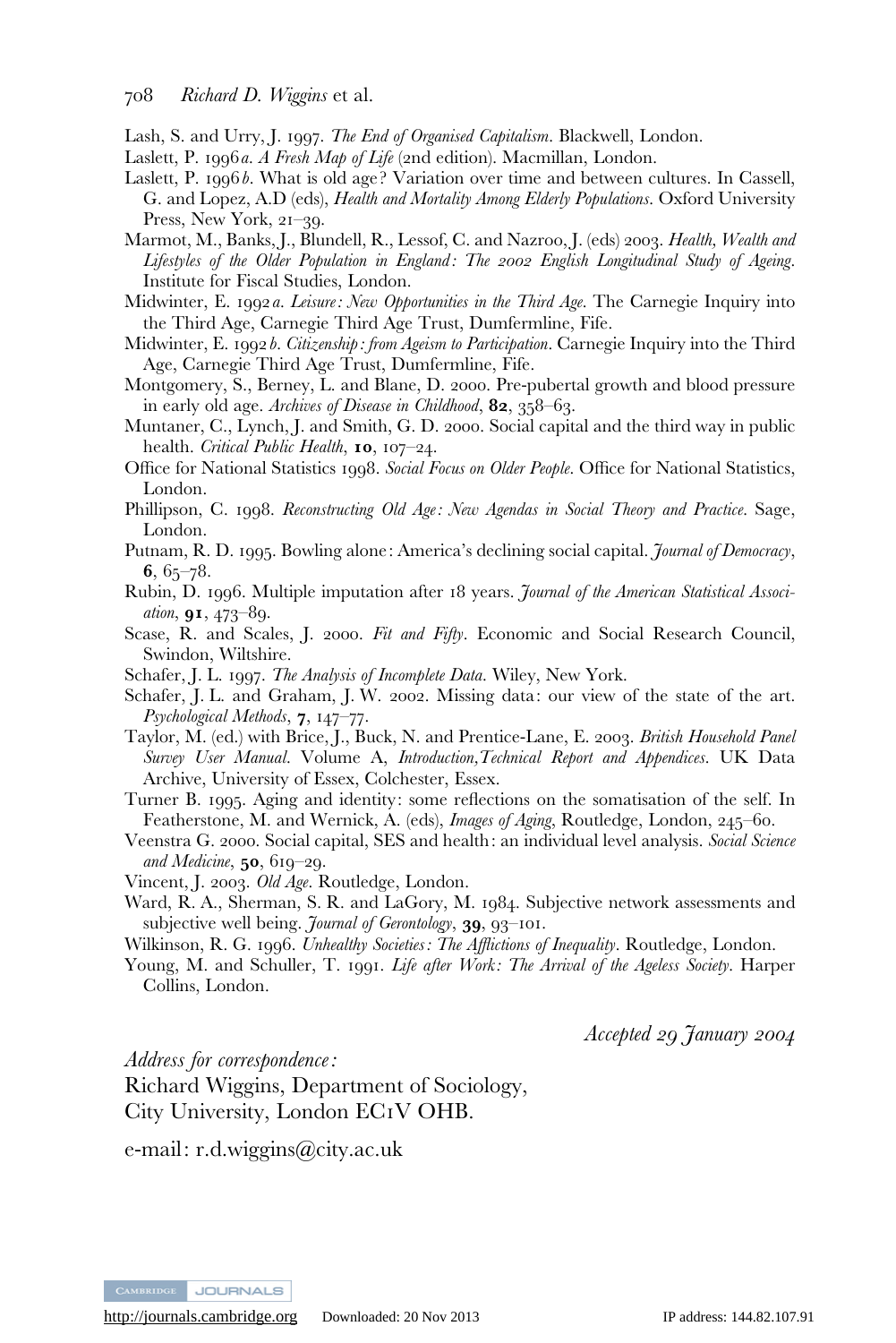Lash, S. and Urry, J. 1997. *The End of Organised Capitalism*. Blackwell, London.

Laslett, P. 1996*a*. *A Fresh Map of Life* (2nd edition). Macmillan, London.

Laslett, P. 1996*b*. What is old age? Variation over time and between cultures. In Cassell, G. and Lopez, A.D (eds), *Health and Mortality Among Elderly Populations*. Oxford University Press, New York, 21–39.

Marmot, M., Banks, J., Blundell, R., Lessof, C. and Nazroo, J. (eds) 2003. *Health, Wealth and Lifestyles of the Older Population in England: The 2002 English Longitudinal Study of Ageing*. Institute for Fiscal Studies, London.

Midwinter, E. 1992*a*. *Leisure: New Opportunities in the Third Age*. The Carnegie Inquiry into the Third Age, Carnegie Third Age Trust, Dumfermline, Fife.

Midwinter, E. 1992*b*. *Citizenship: from Ageism to Participation*. Carnegie Inquiry into the Third Age, Carnegie Third Age Trust, Dumfermline, Fife.

Montgomery, S., Berney, L. and Blane, D. 2000. Pre-pubertal growth and blood pressure in early old age. *Archives of Disease in Childhood*, **82**, 358–63.

Muntaner, C., Lynch, J. and Smith, G. D. 2000. Social capital and the third way in public health. *Critical Public Health*, **10**, 107–24.

Office for National Statistics 1998. *Social Focus on Older People*. Office for National Statistics, London.

Phillipson, C. 1998. *Reconstructing Old Age: New Agendas in Social Theory and Practice*. Sage, London.

Putnam, R. D. 1995. Bowling alone: America's declining social capital. *Journal of Democracy*, **6**, 65–78.

Rubin, D. 1996. Multiple imputation after 18 years. *Journal of the American Statistical Association*, **91**, 473–89.

Scase, R. and Scales, J. 2000. *Fit and Fifty*. Economic and Social Research Council, Swindon, Wiltshire.

Schafer, J. L. 1997. *The Analysis of Incomplete Data*. Wiley, New York.

Schafer, J. L. and Graham, J. W. 2002. Missing data: our view of the state of the art. *Psychological Methods*, **7**, 147–77.

Taylor, M. (ed.) with Brice, J., Buck, N. and Prentice-Lane, E. 2003. *British Household Panel Survey User Manual*. Volume A, *Introduction, Technical Report and Appendices*. UK Data Archive, University of Essex, Colchester, Essex.

Turner B. 1995. Aging and identity: some reflections on the somatisation of the self. In Featherstone, M. and Wernick, A. (eds), *Images of Aging*, Routledge, London, 245–60.

Veenstra G. 2000. Social capital, SES and health: an individual level analysis. *Social Science and Medicine*, **50**, 619–29.

Vincent, J. 2003. *Old Age*. Routledge, London.

Ward, R. A., Sherman, S. R. and LaGory, M. 1984. Subjective network assessments and subjective well being. *Journal of Gerontology*, **39**, 93–101.

Wilkinson, R. G. 1996. *Unhealthy Societies: The Afflictions of Inequality*. Routledge, London.

Young, M. and Schuller, T. 1991. *Life after Work: The Arrival of the Ageless Society*. Harper Collins, London.

*Accepted 29 January 2004*

*Address for correspondence:*
Richard Wiggins, Department of Sociology,
City University, London EC1V OHB.

e-mail: r.d.wiggins@city.ac.uk